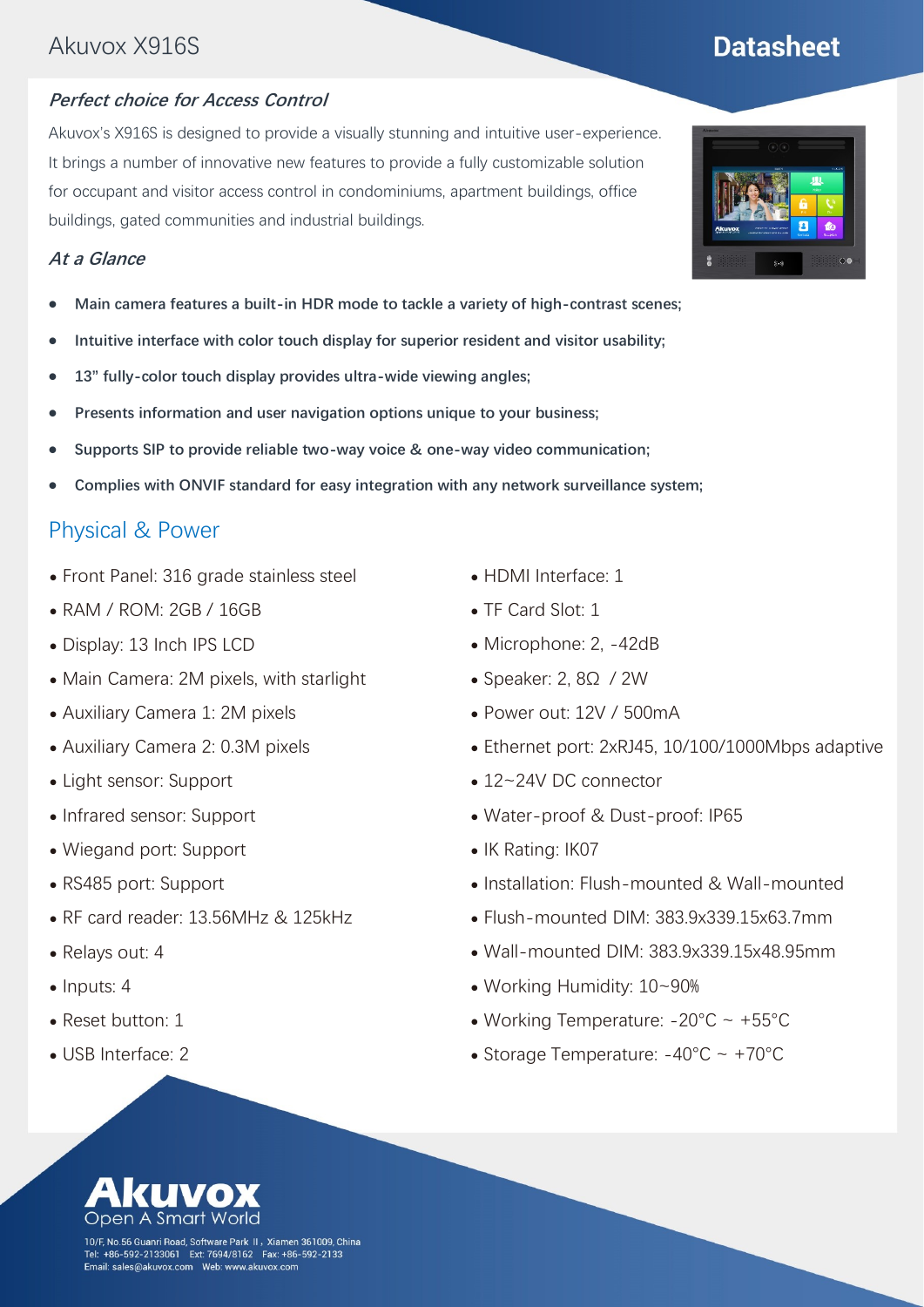# Akuvox X916S

## Datasheet

### *Perfect choice for Access Control*

Akuvox's X916S is designed to provide a visually stunning and intuitive user-experience. It brings a number of innovative new features to provide a fully customizable solution for occupant and visitor access control in condominiums, apartment buildings, office buildings, gated communities and industrial buildings.

### *At a Glance*

- **Main camera features a built-in HDR mode to tackle a variety of high-contrast scenes;**
- **Intuitive interface with color touch display for superior resident and visitor usability;**
- **13" fully-color touch display provides ultra-wide viewing angles;**
- **Presents information and user navigation options unique to your business;**
- **Supports SIP to provide reliable two-way voice & one-way video communication;**
- **Complies with ONVIF standard for easy integration with any network surveillance system;**

## Physical & Power

- Front Panel: 316 grade stainless steel
- RAM / ROM: 2GB / 16GB
- Display: 13 Inch IPS LCD
- Main Camera: 2M pixels, with starlight
- Auxiliary Camera 1: 2M pixels
- Auxiliary Camera 2: 0.3M pixels
- Light sensor: Support
- Infrared sensor: Support
- Wiegand port: Support
- RS485 port: Support
- RF card reader: 13.56MHz & 125kHz
- Relays out: 4
- Inputs: 4
- Reset button: 1
- USB Interface: 2
- HDMI Interface: 1
- TF Card Slot: 1
- Microphone: 2, -42dB
- Speaker: 2, 8Ω / 2W
- Power out: 12V / 500mA
- Ethernet port: 2xRJ45, 10/100/1000Mbps adaptive
- 12~24V DC connector
- Water-proof & Dust-proof: IP65
- IK Rating: IK07
- Installation: Flush-mounted & Wall-mounted
- Flush-mounted DIM: 383.9x339.15x63.7mm
- Wall-mounted DIM: 383.9x339.15x48.95mm
- Working Humidity: 10~90%
- Working Temperature: -20°C ~ +55°C
- Storage Temperature: -40°C ~ +70°C

**Akuvox**
Open A Smart World

10/F, No.56 Guanri Road, Software Park II, Xiamen 361009, China
Tel: +86-592-2133061 Ext: 7694/8162 Fax: +86-592-2133
Email: sales@akuvox.com Web: www.akuvox.com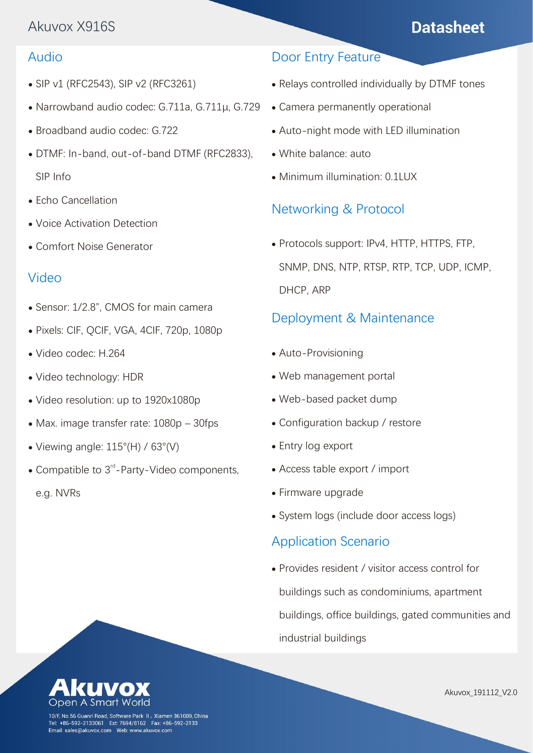## Audio

- SIP v1 (RFC2543), SIP v2 (RFC3261)
- Narrowband audio codec: G.711a, G.711µ, G.729
- Broadband audio codec: G.722
- DTMF: In-band, out-of-band DTMF (RFC2833), SIP Info
- Echo Cancellation
- Voice Activation Detection
- Comfort Noise Generator

## Video

- Sensor: 1/2.8", CMOS for main camera
- Pixels: CIF, QCIF, VGA, 4CIF, 720p, 1080p
- Video codec: H.264
- Video technology: HDR
- Video resolution: up to 1920x1080p
- Max. image transfer rate: 1080p – 30fps
- Viewing angle: 115°(H) / 63°(V)
- Compatible to 3rd-Party-Video components, e.g. NVRs

## Door Entry Feature

- Relays controlled individually by DTMF tones
- Camera permanently operational
- Auto-night mode with LED illumination
- White balance: auto
- Minimum illumination: 0.1LUX

## Networking & Protocol

- Protocols support: IPv4, HTTP, HTTPS, FTP, SNMP, DNS, NTP, RTSP, RTP, TCP, UDP, ICMP, DHCP, ARP

## Deployment & Maintenance

- Auto-Provisioning
- Web management portal
- Web-based packet dump
- Configuration backup / restore
- Entry log export
- Access table export / import
- Firmware upgrade
- System logs (include door access logs)

## Application Scenario

- Provides resident / visitor access control for buildings such as condominiums, apartment buildings, office buildings, gated communities and industrial buildings

Akuvox
Open A Smart World

10/F, No.56 Guanri Road, Software Park II, Xiamen 361009, China
Tel: +86-592-2133061 Ext: 7694/8162 Fax: +86-592-2133
Email: sales@akuvox.com Web: www.akuvox.com

Akuvox_191112_V2.0